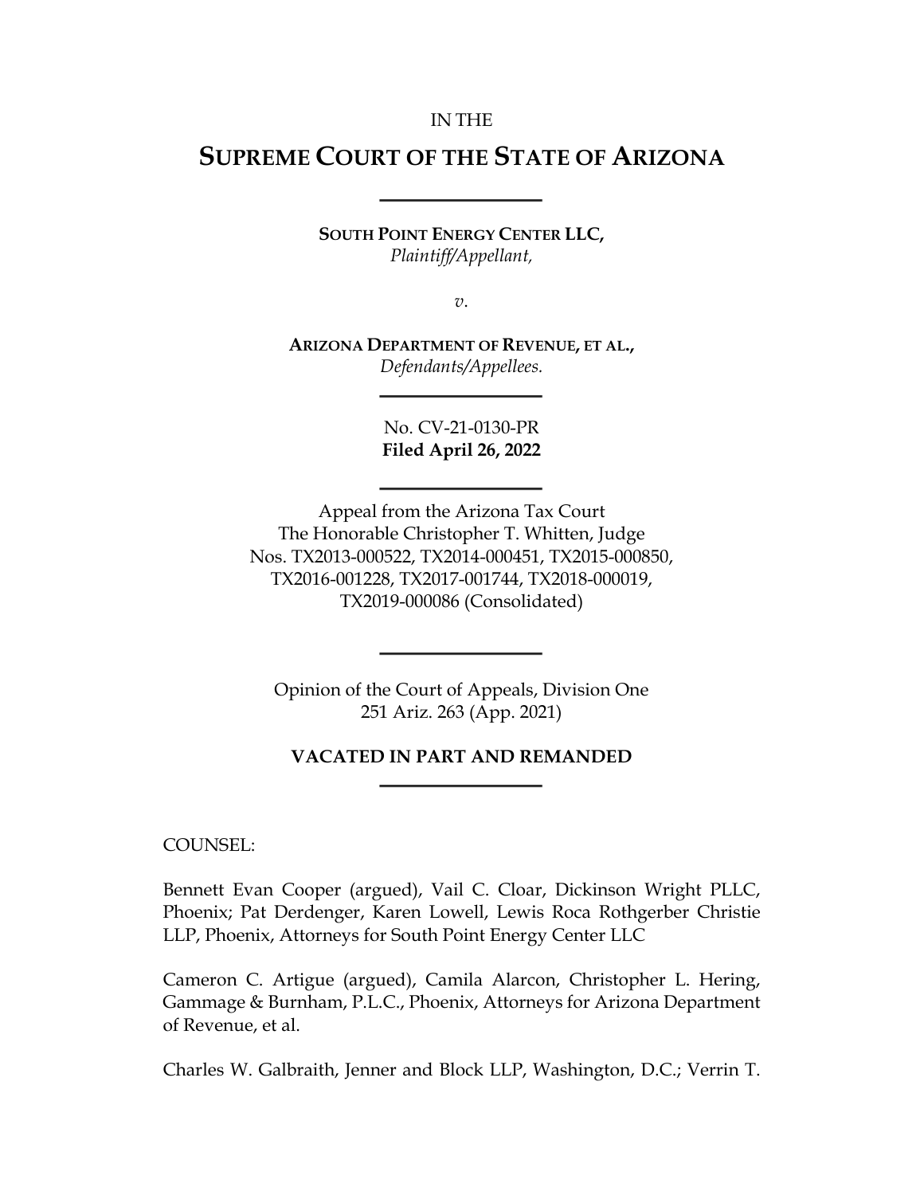IN THE

# SUPREME COURT OF THE STATE OF ARIZONA

---

**SOUTH POINT ENERGY CENTER LLC,**
*Plaintiff/Appellant,*

*v.*

**ARIZONA DEPARTMENT OF REVENUE, ET AL.,**
*Defendants/Appellees.*

---

No. CV-21-0130-PR
**Filed April 26, 2022**

---

Appeal from the Arizona Tax Court
The Honorable Christopher T. Whitten, Judge
Nos. TX2013-000522, TX2014-000451, TX2015-000850,
TX2016-001228, TX2017-001744, TX2018-000019,
TX2019-000086 (Consolidated)

---

Opinion of the Court of Appeals, Division One
251 Ariz. 263 (App. 2021)

**VACATED IN PART AND REMANDED**

---

COUNSEL:

Bennett Evan Cooper (argued), Vail C. Cloar, Dickinson Wright PLLC, Phoenix; Pat Derdenger, Karen Lowell, Lewis Roca Rothgerber Christie LLP, Phoenix, Attorneys for South Point Energy Center LLC

Cameron C. Artigue (argued), Camila Alarcon, Christopher L. Hering, Gammage & Burnham, P.L.C., Phoenix, Attorneys for Arizona Department of Revenue, et al.

Charles W. Galbraith, Jenner and Block LLP, Washington, D.C.; Verrin T.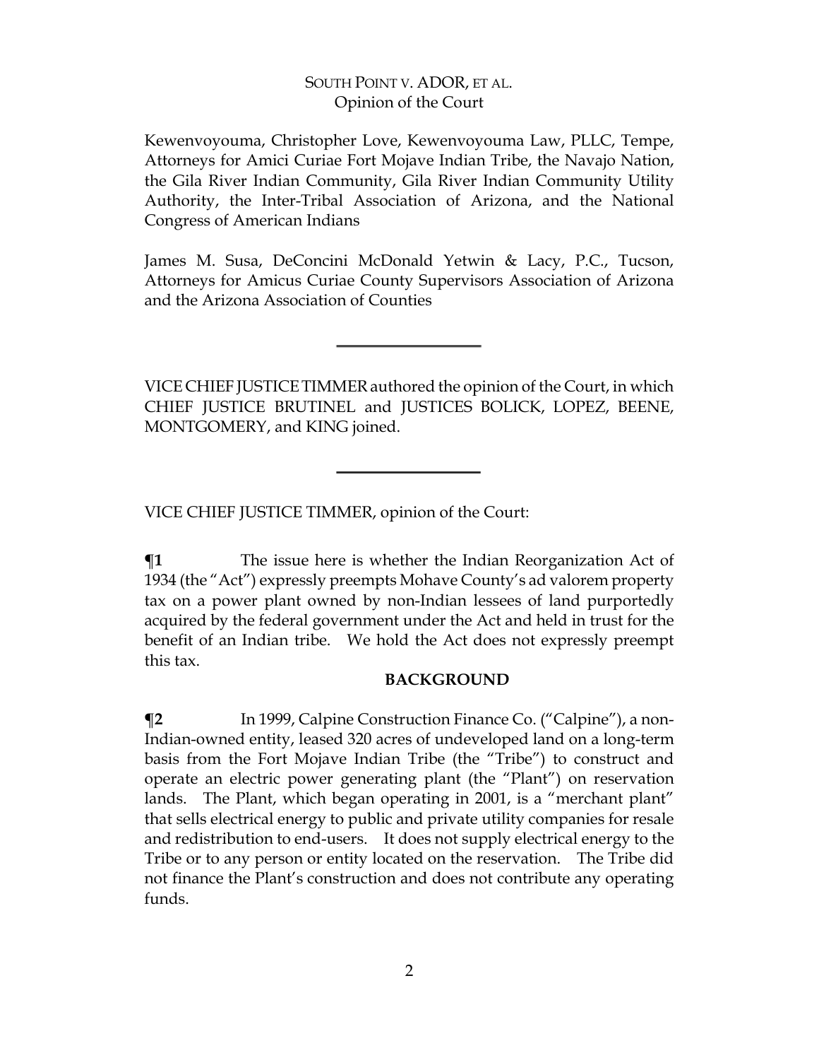Kewenvoyouma, Christopher Love, Kewenvoyouma Law, PLLC, Tempe, Attorneys for Amici Curiae Fort Mojave Indian Tribe, the Navajo Nation, the Gila River Indian Community, Gila River Indian Community Utility Authority, the Inter-Tribal Association of Arizona, and the National Congress of American Indians

James M. Susa, DeConcini McDonald Yetwin & Lacy, P.C., Tucson, Attorneys for Amicus Curiae County Supervisors Association of Arizona and the Arizona Association of Counties

---

VICE CHIEF JUSTICE TIMMER authored the opinion of the Court, in which CHIEF JUSTICE BRUTINEL and JUSTICES BOLICK, LOPEZ, BEENE, MONTGOMERY, and KING joined.

---

VICE CHIEF JUSTICE TIMMER, opinion of the Court:

**¶1** The issue here is whether the Indian Reorganization Act of 1934 (the "Act") expressly preempts Mohave County's ad valorem property tax on a power plant owned by non-Indian lessees of land purportedly acquired by the federal government under the Act and held in trust for the benefit of an Indian tribe. We hold the Act does not expressly preempt this tax.

## BACKGROUND

**¶2** In 1999, Calpine Construction Finance Co. ("Calpine"), a non-Indian-owned entity, leased 320 acres of undeveloped land on a long-term basis from the Fort Mojave Indian Tribe (the "Tribe") to construct and operate an electric power generating plant (the "Plant") on reservation lands. The Plant, which began operating in 2001, is a "merchant plant" that sells electrical energy to public and private utility companies for resale and redistribution to end-users. It does not supply electrical energy to the Tribe or to any person or entity located on the reservation. The Tribe did not finance the Plant's construction and does not contribute any operating funds.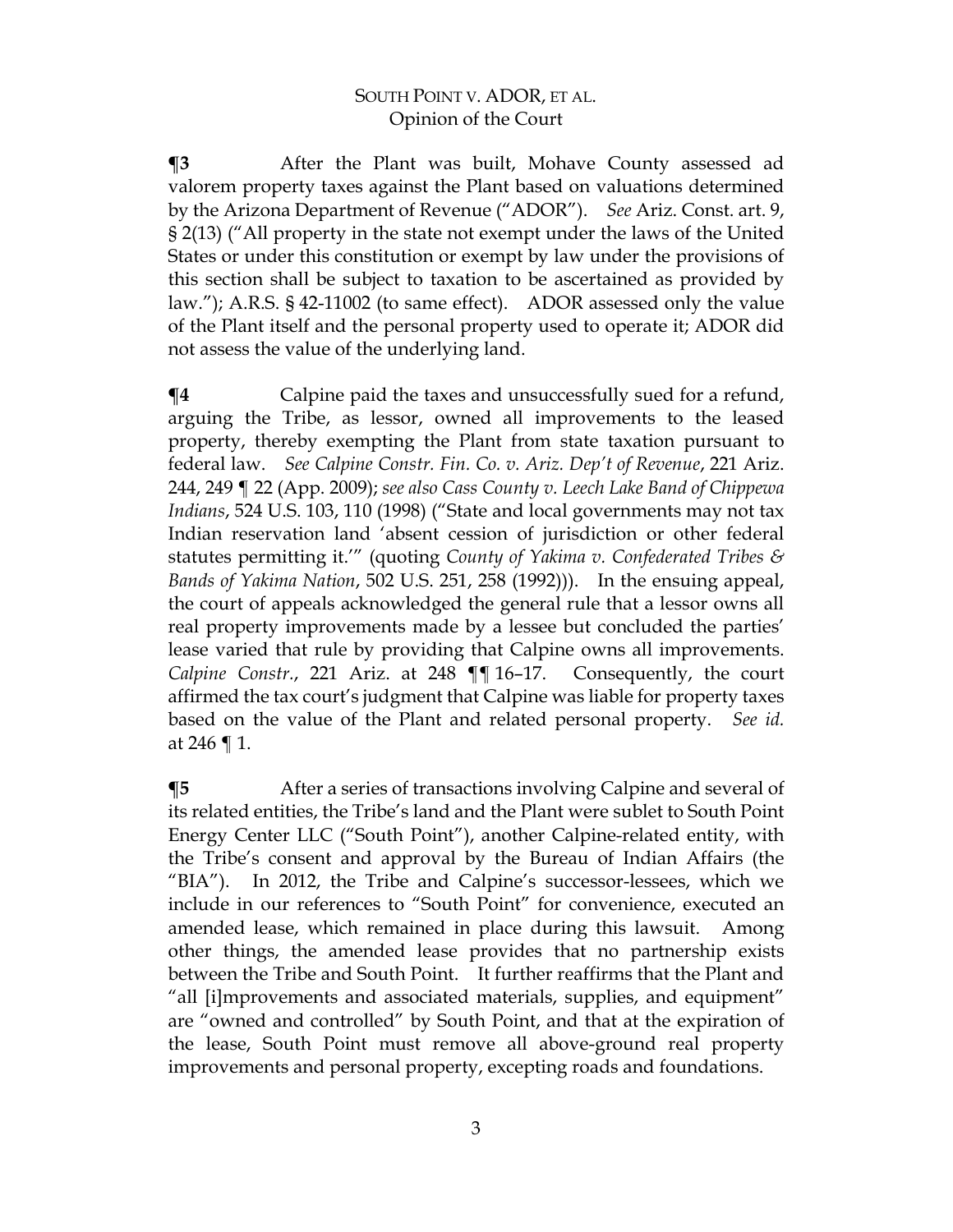**¶3** After the Plant was built, Mohave County assessed ad valorem property taxes against the Plant based on valuations determined by the Arizona Department of Revenue ("ADOR"). *See* Ariz. Const. art. 9, § 2(13) ("All property in the state not exempt under the laws of the United States or under this constitution or exempt by law under the provisions of this section shall be subject to taxation to be ascertained as provided by law."); A.R.S. § 42-11002 (to same effect). ADOR assessed only the value of the Plant itself and the personal property used to operate it; ADOR did not assess the value of the underlying land.

**¶4** Calpine paid the taxes and unsuccessfully sued for a refund, arguing the Tribe, as lessor, owned all improvements to the leased property, thereby exempting the Plant from state taxation pursuant to federal law. *See Calpine Constr. Fin. Co. v. Ariz. Dep't of Revenue*, 221 Ariz. 244, 249 ¶ 22 (App. 2009); *see also Cass County v. Leech Lake Band of Chippewa Indians*, 524 U.S. 103, 110 (1998) ("State and local governments may not tax Indian reservation land 'absent cession of jurisdiction or other federal statutes permitting it.'" (quoting *County of Yakima v. Confederated Tribes & Bands of Yakima Nation*, 502 U.S. 251, 258 (1992))). In the ensuing appeal, the court of appeals acknowledged the general rule that a lessor owns all real property improvements made by a lessee but concluded the parties' lease varied that rule by providing that Calpine owns all improvements. *Calpine Constr.*, 221 Ariz. at 248 ¶¶ 16–17. Consequently, the court affirmed the tax court's judgment that Calpine was liable for property taxes based on the value of the Plant and related personal property. *See id.* at 246 ¶ 1.

**¶5** After a series of transactions involving Calpine and several of its related entities, the Tribe's land and the Plant were sublet to South Point Energy Center LLC ("South Point"), another Calpine-related entity, with the Tribe's consent and approval by the Bureau of Indian Affairs (the "BIA"). In 2012, the Tribe and Calpine's successor-lessees, which we include in our references to "South Point" for convenience, executed an amended lease, which remained in place during this lawsuit. Among other things, the amended lease provides that no partnership exists between the Tribe and South Point. It further reaffirms that the Plant and "all [i]mprovements and associated materials, supplies, and equipment" are "owned and controlled" by South Point, and that at the expiration of the lease, South Point must remove all above-ground real property improvements and personal property, excepting roads and foundations.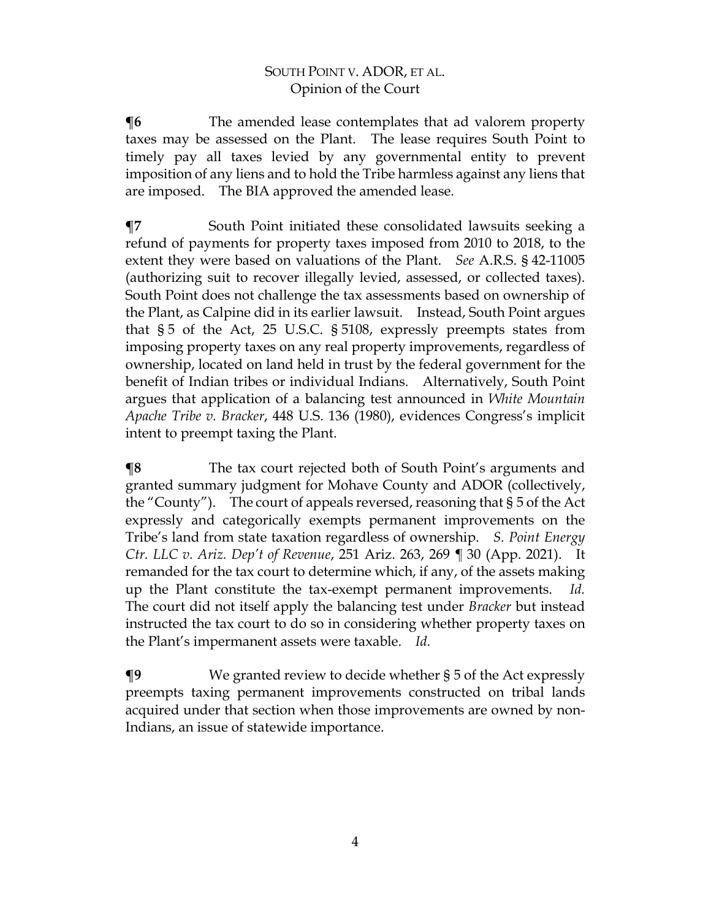**¶6** The amended lease contemplates that ad valorem property taxes may be assessed on the Plant. The lease requires South Point to timely pay all taxes levied by any governmental entity to prevent imposition of any liens and to hold the Tribe harmless against any liens that are imposed. The BIA approved the amended lease.

**¶7** South Point initiated these consolidated lawsuits seeking a refund of payments for property taxes imposed from 2010 to 2018, to the extent they were based on valuations of the Plant. *See* A.R.S. § 42-11005 (authorizing suit to recover illegally levied, assessed, or collected taxes). South Point does not challenge the tax assessments based on ownership of the Plant, as Calpine did in its earlier lawsuit. Instead, South Point argues that § 5 of the Act, 25 U.S.C. § 5108, expressly preempts states from imposing property taxes on any real property improvements, regardless of ownership, located on land held in trust by the federal government for the benefit of Indian tribes or individual Indians. Alternatively, South Point argues that application of a balancing test announced in *White Mountain Apache Tribe v. Bracker*, 448 U.S. 136 (1980), evidences Congress's implicit intent to preempt taxing the Plant.

**¶8** The tax court rejected both of South Point's arguments and granted summary judgment for Mohave County and ADOR (collectively, the "County"). The court of appeals reversed, reasoning that § 5 of the Act expressly and categorically exempts permanent improvements on the Tribe's land from state taxation regardless of ownership. *S. Point Energy Ctr. LLC v. Ariz. Dep't of Revenue*, 251 Ariz. 263, 269 ¶ 30 (App. 2021). It remanded for the tax court to determine which, if any, of the assets making up the Plant constitute the tax-exempt permanent improvements. *Id.* The court did not itself apply the balancing test under *Bracker* but instead instructed the tax court to do so in considering whether property taxes on the Plant's impermanent assets were taxable. *Id.*

**¶9** We granted review to decide whether § 5 of the Act expressly preempts taxing permanent improvements constructed on tribal lands acquired under that section when those improvements are owned by non-Indians, an issue of statewide importance.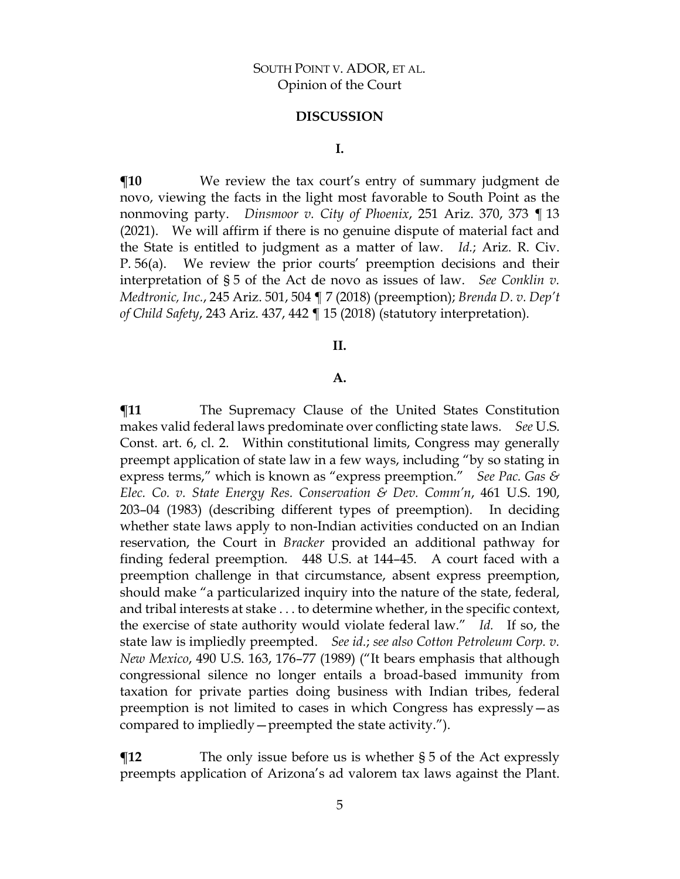## DISCUSSION

### I.

**¶10** We review the tax court's entry of summary judgment de novo, viewing the facts in the light most favorable to South Point as the nonmoving party. *Dinsmoor v. City of Phoenix*, 251 Ariz. 370, 373 ¶ 13 (2021). We will affirm if there is no genuine dispute of material fact and the State is entitled to judgment as a matter of law. *Id.*; Ariz. R. Civ. P. 56(a). We review the prior courts' preemption decisions and their interpretation of § 5 of the Act de novo as issues of law. *See Conklin v. Medtronic, Inc.*, 245 Ariz. 501, 504 ¶ 7 (2018) (preemption); *Brenda D. v. Dep't of Child Safety*, 243 Ariz. 437, 442 ¶ 15 (2018) (statutory interpretation).

### II.

#### A.

**¶11** The Supremacy Clause of the United States Constitution makes valid federal laws predominate over conflicting state laws. *See* U.S. Const. art. 6, cl. 2. Within constitutional limits, Congress may generally preempt application of state law in a few ways, including "by so stating in express terms," which is known as "express preemption." *See Pac. Gas & Elec. Co. v. State Energy Res. Conservation & Dev. Comm'n*, 461 U.S. 190, 203–04 (1983) (describing different types of preemption). In deciding whether state laws apply to non-Indian activities conducted on an Indian reservation, the Court in *Bracker* provided an additional pathway for finding federal preemption. 448 U.S. at 144–45. A court faced with a preemption challenge in that circumstance, absent express preemption, should make "a particularized inquiry into the nature of the state, federal, and tribal interests at stake . . . to determine whether, in the specific context, the exercise of state authority would violate federal law." *Id.* If so, the state law is impliedly preempted. *See id.*; *see also Cotton Petroleum Corp. v. New Mexico*, 490 U.S. 163, 176–77 (1989) ("It bears emphasis that although congressional silence no longer entails a broad-based immunity from taxation for private parties doing business with Indian tribes, federal preemption is not limited to cases in which Congress has expressly—as compared to impliedly—preempted the state activity.").

**¶12** The only issue before us is whether § 5 of the Act expressly preempts application of Arizona's ad valorem tax laws against the Plant.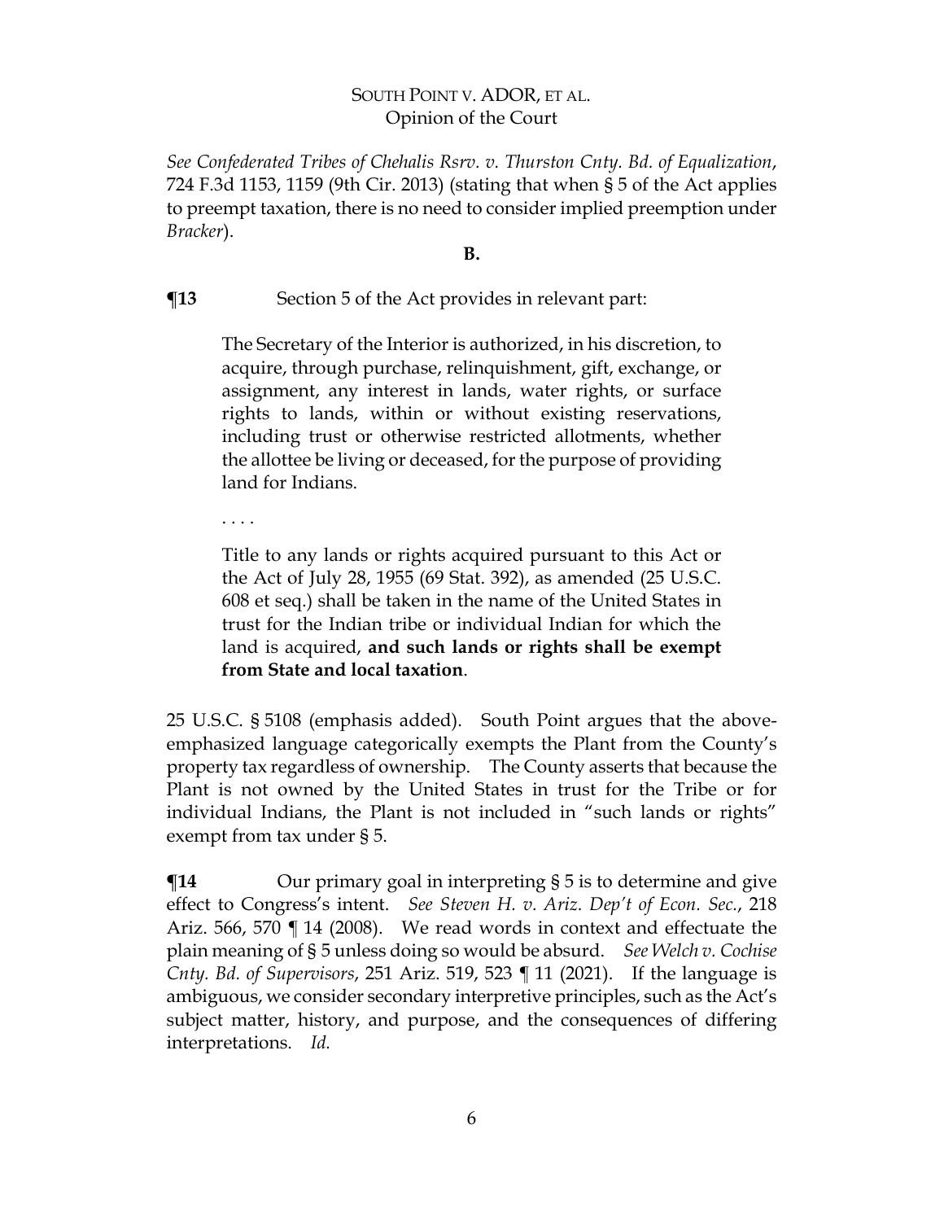*See Confederated Tribes of Chehalis Rsrv. v. Thurston Cnty. Bd. of Equalization*, 724 F.3d 1153, 1159 (9th Cir. 2013) (stating that when § 5 of the Act applies to preempt taxation, there is no need to consider implied preemption under *Bracker*).

**B.**

**¶13** Section 5 of the Act provides in relevant part:

> The Secretary of the Interior is authorized, in his discretion, to acquire, through purchase, relinquishment, gift, exchange, or assignment, any interest in lands, water rights, or surface rights to lands, within or without existing reservations, including trust or otherwise restricted allotments, whether the allottee be living or deceased, for the purpose of providing land for Indians.
>
> . . . .
>
> Title to any lands or rights acquired pursuant to this Act or the Act of July 28, 1955 (69 Stat. 392), as amended (25 U.S.C. 608 et seq.) shall be taken in the name of the United States in trust for the Indian tribe or individual Indian for which the land is acquired, **and such lands or rights shall be exempt from State and local taxation**.

25 U.S.C. § 5108 (emphasis added). South Point argues that the above-emphasized language categorically exempts the Plant from the County's property tax regardless of ownership. The County asserts that because the Plant is not owned by the United States in trust for the Tribe or for individual Indians, the Plant is not included in "such lands or rights" exempt from tax under § 5.

**¶14** Our primary goal in interpreting § 5 is to determine and give effect to Congress's intent. *See Steven H. v. Ariz. Dep't of Econ. Sec.*, 218 Ariz. 566, 570 ¶ 14 (2008). We read words in context and effectuate the plain meaning of § 5 unless doing so would be absurd. *See Welch v. Cochise Cnty. Bd. of Supervisors*, 251 Ariz. 519, 523 ¶ 11 (2021). If the language is ambiguous, we consider secondary interpretive principles, such as the Act's subject matter, history, and purpose, and the consequences of differing interpretations. *Id.*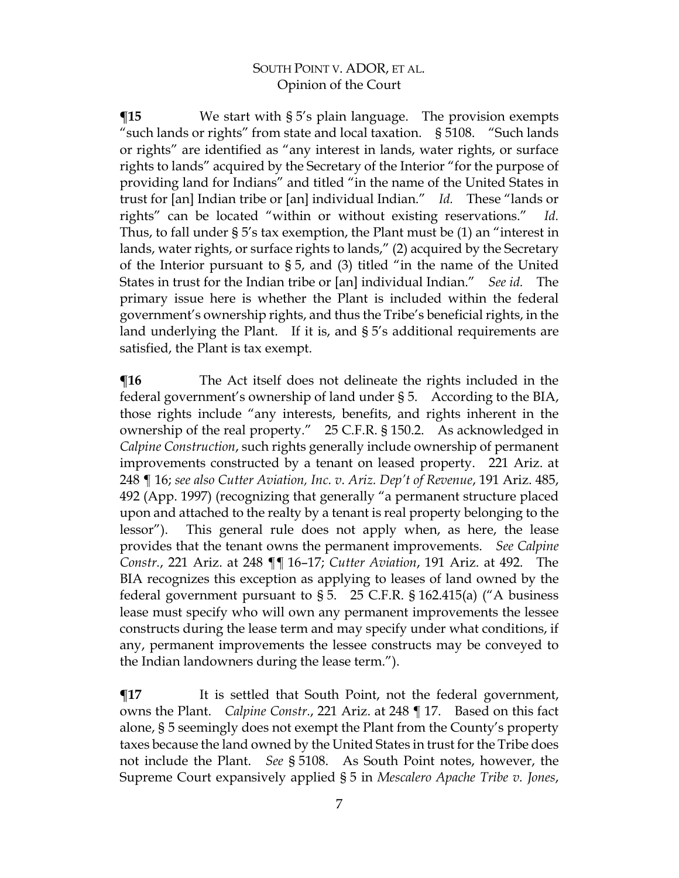**¶15** We start with § 5's plain language. The provision exempts "such lands or rights" from state and local taxation. § 5108. "Such lands or rights" are identified as "any interest in lands, water rights, or surface rights to lands" acquired by the Secretary of the Interior "for the purpose of providing land for Indians" and titled "in the name of the United States in trust for [an] Indian tribe or [an] individual Indian." *Id.* These "lands or rights" can be located "within or without existing reservations." *Id.* Thus, to fall under § 5's tax exemption, the Plant must be (1) an "interest in lands, water rights, or surface rights to lands," (2) acquired by the Secretary of the Interior pursuant to § 5, and (3) titled "in the name of the United States in trust for the Indian tribe or [an] individual Indian." *See id.* The primary issue here is whether the Plant is included within the federal government's ownership rights, and thus the Tribe's beneficial rights, in the land underlying the Plant. If it is, and § 5's additional requirements are satisfied, the Plant is tax exempt.

**¶16** The Act itself does not delineate the rights included in the federal government's ownership of land under § 5. According to the BIA, those rights include "any interests, benefits, and rights inherent in the ownership of the real property." 25 C.F.R. § 150.2. As acknowledged in *Calpine Construction*, such rights generally include ownership of permanent improvements constructed by a tenant on leased property. 221 Ariz. at 248 ¶ 16; *see also Cutter Aviation, Inc. v. Ariz. Dep't of Revenue*, 191 Ariz. 485, 492 (App. 1997) (recognizing that generally "a permanent structure placed upon and attached to the realty by a tenant is real property belonging to the lessor"). This general rule does not apply when, as here, the lease provides that the tenant owns the permanent improvements. *See Calpine Constr.*, 221 Ariz. at 248 ¶¶ 16–17; *Cutter Aviation*, 191 Ariz. at 492. The BIA recognizes this exception as applying to leases of land owned by the federal government pursuant to § 5. 25 C.F.R. § 162.415(a) ("A business lease must specify who will own any permanent improvements the lessee constructs during the lease term and may specify under what conditions, if any, permanent improvements the lessee constructs may be conveyed to the Indian landowners during the lease term.").

**¶17** It is settled that South Point, not the federal government, owns the Plant. *Calpine Constr.*, 221 Ariz. at 248 ¶ 17. Based on this fact alone, § 5 seemingly does not exempt the Plant from the County's property taxes because the land owned by the United States in trust for the Tribe does not include the Plant. *See* § 5108. As South Point notes, however, the Supreme Court expansively applied § 5 in *Mescalero Apache Tribe v. Jones*,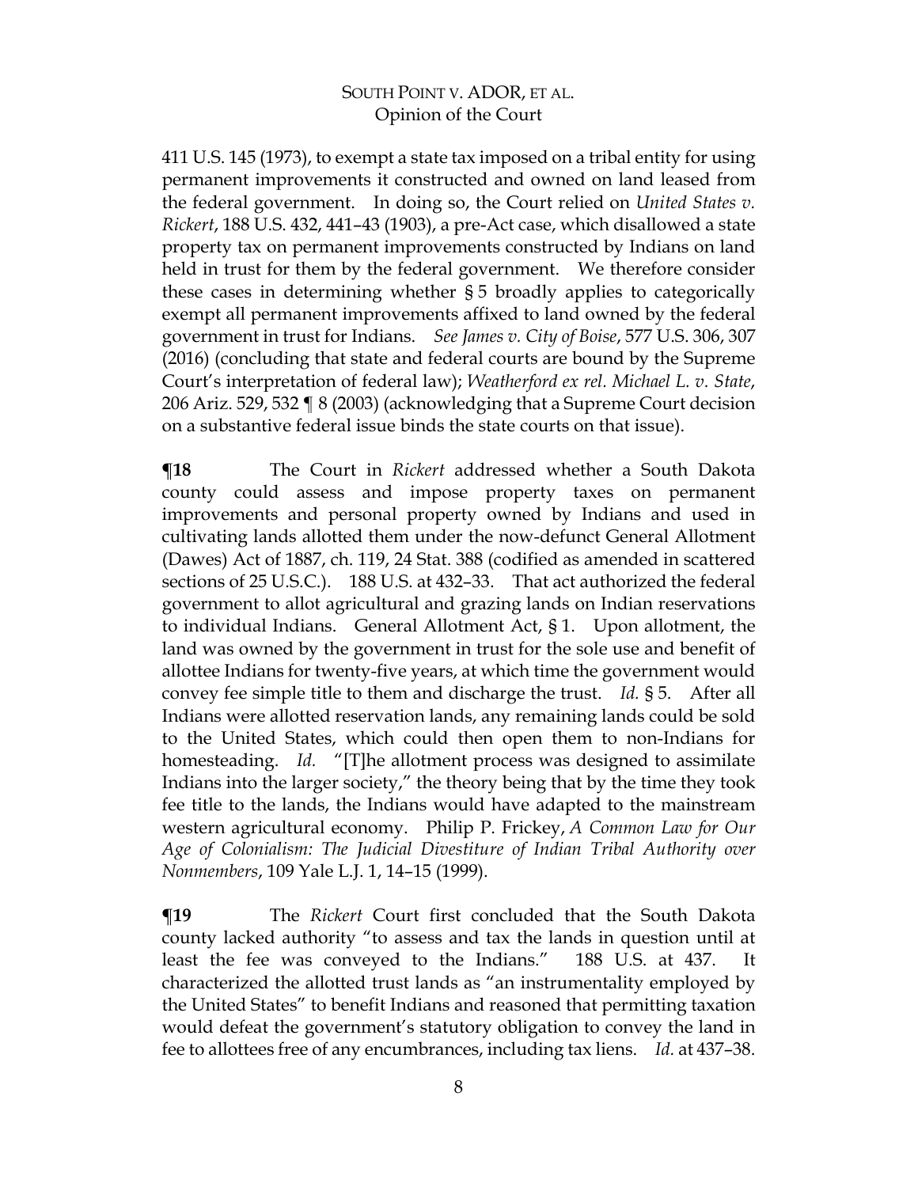411 U.S. 145 (1973), to exempt a state tax imposed on a tribal entity for using permanent improvements it constructed and owned on land leased from the federal government. In doing so, the Court relied on *United States v. Rickert*, 188 U.S. 432, 441–43 (1903), a pre-Act case, which disallowed a state property tax on permanent improvements constructed by Indians on land held in trust for them by the federal government. We therefore consider these cases in determining whether § 5 broadly applies to categorically exempt all permanent improvements affixed to land owned by the federal government in trust for Indians. *See James v. City of Boise*, 577 U.S. 306, 307 (2016) (concluding that state and federal courts are bound by the Supreme Court's interpretation of federal law); *Weatherford ex rel. Michael L. v. State*, 206 Ariz. 529, 532 ¶ 8 (2003) (acknowledging that a Supreme Court decision on a substantive federal issue binds the state courts on that issue).

**¶18** The Court in *Rickert* addressed whether a South Dakota county could assess and impose property taxes on permanent improvements and personal property owned by Indians and used in cultivating lands allotted them under the now-defunct General Allotment (Dawes) Act of 1887, ch. 119, 24 Stat. 388 (codified as amended in scattered sections of 25 U.S.C.). 188 U.S. at 432–33. That act authorized the federal government to allot agricultural and grazing lands on Indian reservations to individual Indians. General Allotment Act, § 1. Upon allotment, the land was owned by the government in trust for the sole use and benefit of allottee Indians for twenty-five years, at which time the government would convey fee simple title to them and discharge the trust. *Id.* § 5. After all Indians were allotted reservation lands, any remaining lands could be sold to the United States, which could then open them to non-Indians for homesteading. *Id.* "[T]he allotment process was designed to assimilate Indians into the larger society," the theory being that by the time they took fee title to the lands, the Indians would have adapted to the mainstream western agricultural economy. Philip P. Frickey, *A Common Law for Our Age of Colonialism: The Judicial Divestiture of Indian Tribal Authority over Nonmembers*, 109 Yale L.J. 1, 14–15 (1999).

**¶19** The *Rickert* Court first concluded that the South Dakota county lacked authority "to assess and tax the lands in question until at least the fee was conveyed to the Indians." 188 U.S. at 437. It characterized the allotted trust lands as "an instrumentality employed by the United States" to benefit Indians and reasoned that permitting taxation would defeat the government's statutory obligation to convey the land in fee to allottees free of any encumbrances, including tax liens. *Id.* at 437–38.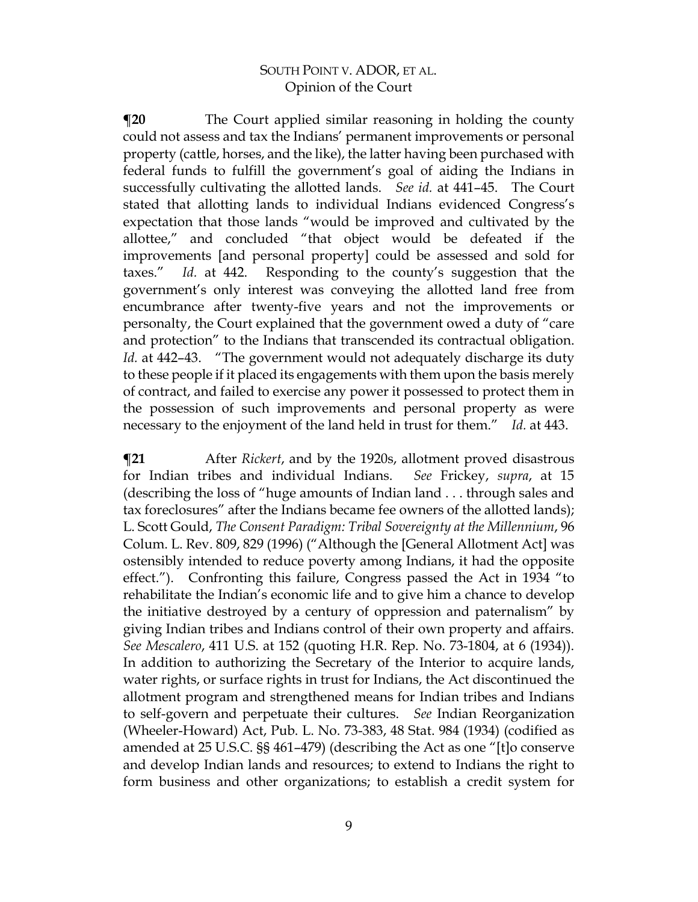**¶20** The Court applied similar reasoning in holding the county could not assess and tax the Indians' permanent improvements or personal property (cattle, horses, and the like), the latter having been purchased with federal funds to fulfill the government's goal of aiding the Indians in successfully cultivating the allotted lands. *See id.* at 441–45. The Court stated that allotting lands to individual Indians evidenced Congress's expectation that those lands "would be improved and cultivated by the allottee," and concluded "that object would be defeated if the improvements [and personal property] could be assessed and sold for taxes." *Id.* at 442. Responding to the county's suggestion that the government's only interest was conveying the allotted land free from encumbrance after twenty-five years and not the improvements or personalty, the Court explained that the government owed a duty of "care and protection" to the Indians that transcended its contractual obligation. *Id.* at 442–43. "The government would not adequately discharge its duty to these people if it placed its engagements with them upon the basis merely of contract, and failed to exercise any power it possessed to protect them in the possession of such improvements and personal property as were necessary to the enjoyment of the land held in trust for them." *Id.* at 443.

**¶21** After *Rickert*, and by the 1920s, allotment proved disastrous for Indian tribes and individual Indians. *See* Frickey, *supra*, at 15 (describing the loss of "huge amounts of Indian land . . . through sales and tax foreclosures" after the Indians became fee owners of the allotted lands); L. Scott Gould, *The Consent Paradigm: Tribal Sovereignty at the Millennium*, 96 Colum. L. Rev. 809, 829 (1996) ("Although the [General Allotment Act] was ostensibly intended to reduce poverty among Indians, it had the opposite effect."). Confronting this failure, Congress passed the Act in 1934 "to rehabilitate the Indian's economic life and to give him a chance to develop the initiative destroyed by a century of oppression and paternalism" by giving Indian tribes and Indians control of their own property and affairs. *See Mescalero*, 411 U.S. at 152 (quoting H.R. Rep. No. 73-1804, at 6 (1934)). In addition to authorizing the Secretary of the Interior to acquire lands, water rights, or surface rights in trust for Indians, the Act discontinued the allotment program and strengthened means for Indian tribes and Indians to self-govern and perpetuate their cultures. *See* Indian Reorganization (Wheeler-Howard) Act, Pub. L. No. 73-383, 48 Stat. 984 (1934) (codified as amended at 25 U.S.C. §§ 461–479) (describing the Act as one "[t]o conserve and develop Indian lands and resources; to extend to Indians the right to form business and other organizations; to establish a credit system for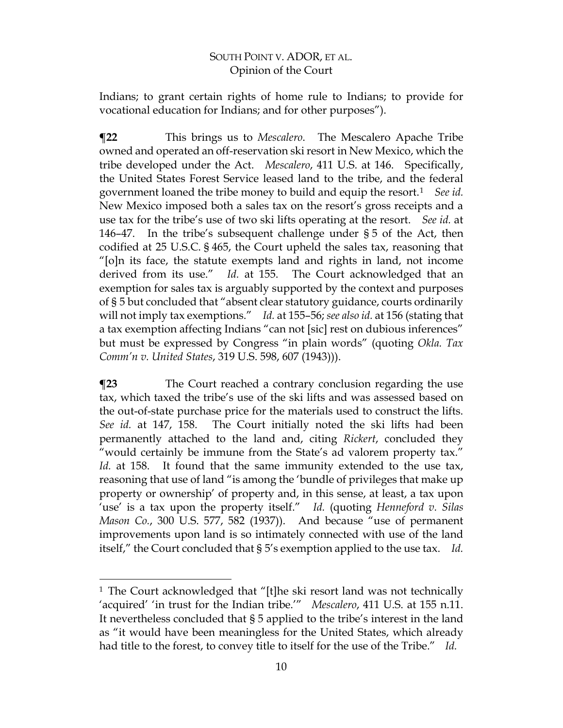Indians; to grant certain rights of home rule to Indians; to provide for vocational education for Indians; and for other purposes").

**¶22** This brings us to *Mescalero*. The Mescalero Apache Tribe owned and operated an off-reservation ski resort in New Mexico, which the tribe developed under the Act. *Mescalero*, 411 U.S. at 146. Specifically, the United States Forest Service leased land to the tribe, and the federal government loaned the tribe money to build and equip the resort.[1] *See id.* New Mexico imposed both a sales tax on the resort's gross receipts and a use tax for the tribe's use of two ski lifts operating at the resort. *See id.* at 146–47. In the tribe's subsequent challenge under § 5 of the Act, then codified at 25 U.S.C. § 465, the Court upheld the sales tax, reasoning that "[o]n its face, the statute exempts land and rights in land, not income derived from its use." *Id.* at 155. The Court acknowledged that an exemption for sales tax is arguably supported by the context and purposes of § 5 but concluded that "absent clear statutory guidance, courts ordinarily will not imply tax exemptions." *Id.* at 155–56; *see also id.* at 156 (stating that a tax exemption affecting Indians "can not [sic] rest on dubious inferences" but must be expressed by Congress "in plain words" (quoting *Okla. Tax Comm'n v. United States*, 319 U.S. 598, 607 (1943))).

**¶23** The Court reached a contrary conclusion regarding the use tax, which taxed the tribe's use of the ski lifts and was assessed based on the out-of-state purchase price for the materials used to construct the lifts. *See id.* at 147, 158. The Court initially noted the ski lifts had been permanently attached to the land and, citing *Rickert*, concluded they "would certainly be immune from the State's ad valorem property tax." *Id.* at 158. It found that the same immunity extended to the use tax, reasoning that use of land "is among the 'bundle of privileges that make up property or ownership' of property and, in this sense, at least, a tax upon 'use' is a tax upon the property itself." *Id.* (quoting *Henneford v. Silas Mason Co.*, 300 U.S. 577, 582 (1937)). And because "use of permanent improvements upon land is so intimately connected with use of the land itself," the Court concluded that § 5's exemption applied to the use tax. *Id.*

---

[1] The Court acknowledged that "[t]he ski resort land was not technically 'acquired' 'in trust for the Indian tribe.'" *Mescalero*, 411 U.S. at 155 n.11. It nevertheless concluded that § 5 applied to the tribe's interest in the land as "it would have been meaningless for the United States, which already had title to the forest, to convey title to itself for the use of the Tribe." *Id.*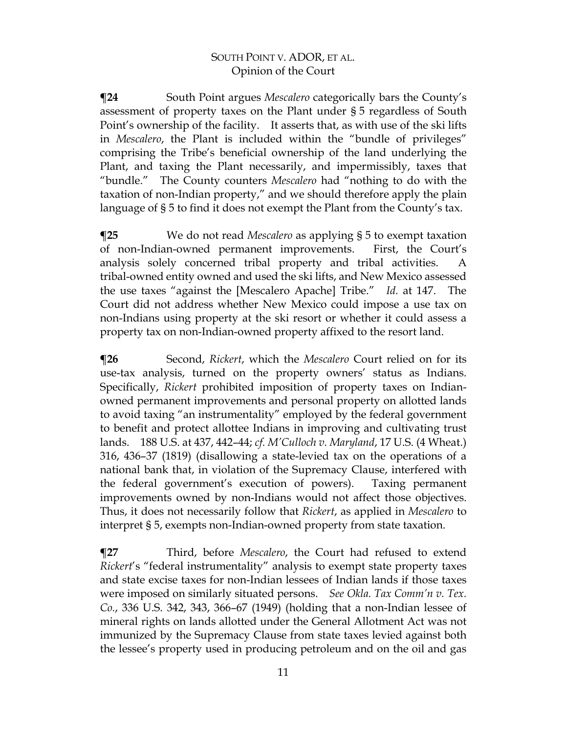**¶24** South Point argues *Mescalero* categorically bars the County's assessment of property taxes on the Plant under § 5 regardless of South Point's ownership of the facility. It asserts that, as with use of the ski lifts in *Mescalero*, the Plant is included within the "bundle of privileges" comprising the Tribe's beneficial ownership of the land underlying the Plant, and taxing the Plant necessarily, and impermissibly, taxes that "bundle." The County counters *Mescalero* had "nothing to do with the taxation of non-Indian property," and we should therefore apply the plain language of § 5 to find it does not exempt the Plant from the County's tax.

**¶25** We do not read *Mescalero* as applying § 5 to exempt taxation of non-Indian-owned permanent improvements. First, the Court's analysis solely concerned tribal property and tribal activities. A tribal-owned entity owned and used the ski lifts, and New Mexico assessed the use taxes "against the [Mescalero Apache] Tribe." *Id.* at 147. The Court did not address whether New Mexico could impose a use tax on non-Indians using property at the ski resort or whether it could assess a property tax on non-Indian-owned property affixed to the resort land.

**¶26** Second, *Rickert*, which the *Mescalero* Court relied on for its use-tax analysis, turned on the property owners' status as Indians. Specifically, *Rickert* prohibited imposition of property taxes on Indian-owned permanent improvements and personal property on allotted lands to avoid taxing "an instrumentality" employed by the federal government to benefit and protect allottee Indians in improving and cultivating trust lands. 188 U.S. at 437, 442–44; *cf. M'Culloch v. Maryland*, 17 U.S. (4 Wheat.) 316, 436–37 (1819) (disallowing a state-levied tax on the operations of a national bank that, in violation of the Supremacy Clause, interfered with the federal government's execution of powers). Taxing permanent improvements owned by non-Indians would not affect those objectives. Thus, it does not necessarily follow that *Rickert*, as applied in *Mescalero* to interpret § 5, exempts non-Indian-owned property from state taxation.

**¶27** Third, before *Mescalero*, the Court had refused to extend *Rickert*'s "federal instrumentality" analysis to exempt state property taxes and state excise taxes for non-Indian lessees of Indian lands if those taxes were imposed on similarly situated persons. *See Okla. Tax Comm'n v. Tex. Co.*, 336 U.S. 342, 343, 366–67 (1949) (holding that a non-Indian lessee of mineral rights on lands allotted under the General Allotment Act was not immunized by the Supremacy Clause from state taxes levied against both the lessee's property used in producing petroleum and on the oil and gas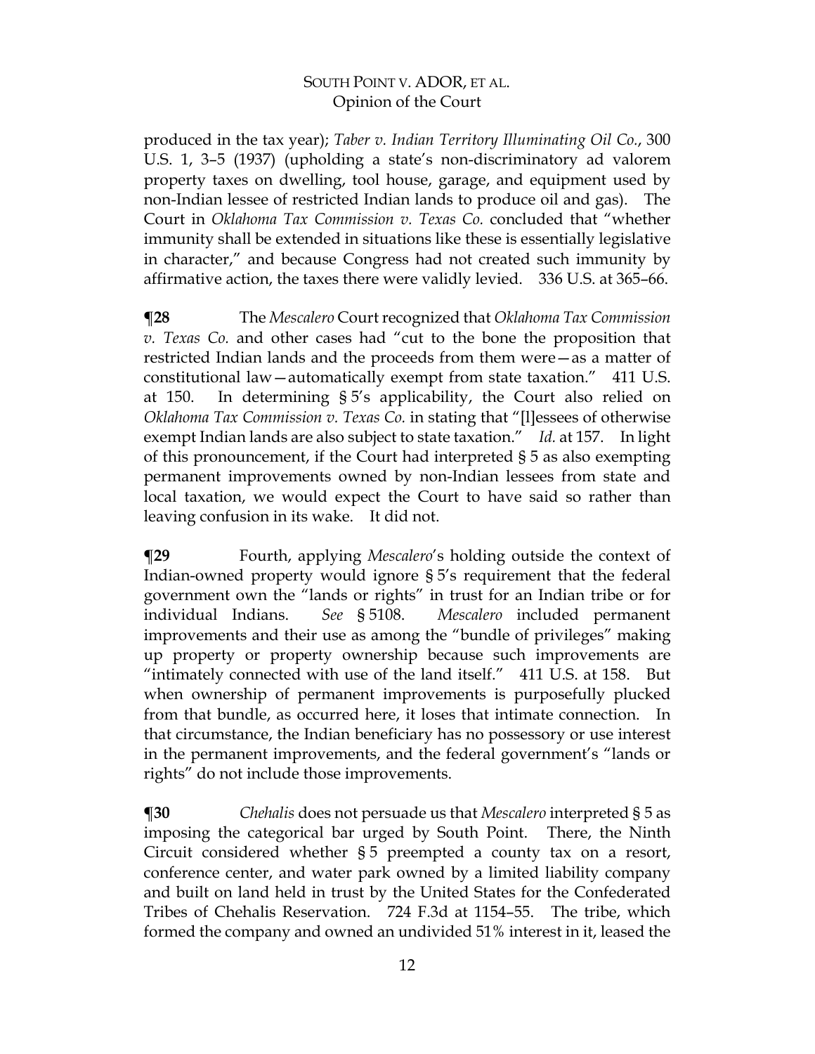produced in the tax year); *Taber v. Indian Territory Illuminating Oil Co.*, 300 U.S. 1, 3–5 (1937) (upholding a state's non-discriminatory ad valorem property taxes on dwelling, tool house, garage, and equipment used by non-Indian lessee of restricted Indian lands to produce oil and gas). The Court in *Oklahoma Tax Commission v. Texas Co.* concluded that "whether immunity shall be extended in situations like these is essentially legislative in character," and because Congress had not created such immunity by affirmative action, the taxes there were validly levied. 336 U.S. at 365–66.

**¶28** The *Mescalero* Court recognized that *Oklahoma Tax Commission v. Texas Co.* and other cases had "cut to the bone the proposition that restricted Indian lands and the proceeds from them were—as a matter of constitutional law—automatically exempt from state taxation." 411 U.S. at 150. In determining § 5's applicability, the Court also relied on *Oklahoma Tax Commission v. Texas Co.* in stating that "[l]essees of otherwise exempt Indian lands are also subject to state taxation." *Id.* at 157. In light of this pronouncement, if the Court had interpreted § 5 as also exempting permanent improvements owned by non-Indian lessees from state and local taxation, we would expect the Court to have said so rather than leaving confusion in its wake. It did not.

**¶29** Fourth, applying *Mescalero*'s holding outside the context of Indian-owned property would ignore § 5's requirement that the federal government own the "lands or rights" in trust for an Indian tribe or for individual Indians. *See* § 5108. *Mescalero* included permanent improvements and their use as among the "bundle of privileges" making up property or property ownership because such improvements are "intimately connected with use of the land itself." 411 U.S. at 158. But when ownership of permanent improvements is purposefully plucked from that bundle, as occurred here, it loses that intimate connection. In that circumstance, the Indian beneficiary has no possessory or use interest in the permanent improvements, and the federal government's "lands or rights" do not include those improvements.

**¶30** *Chehalis* does not persuade us that *Mescalero* interpreted § 5 as imposing the categorical bar urged by South Point. There, the Ninth Circuit considered whether § 5 preempted a county tax on a resort, conference center, and water park owned by a limited liability company and built on land held in trust by the United States for the Confederated Tribes of Chehalis Reservation. 724 F.3d at 1154–55. The tribe, which formed the company and owned an undivided 51% interest in it, leased the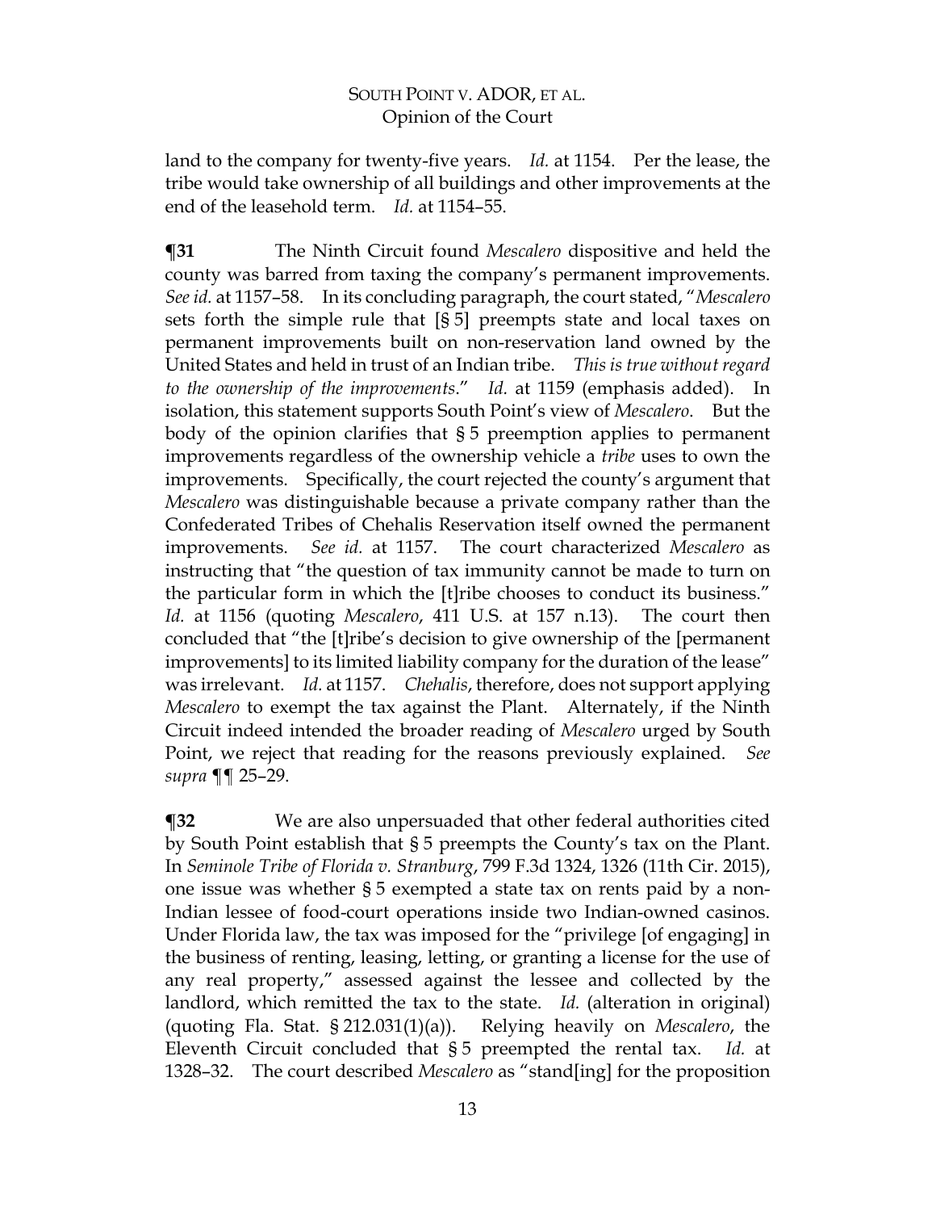land to the company for twenty-five years. *Id.* at 1154. Per the lease, the tribe would take ownership of all buildings and other improvements at the end of the leasehold term. *Id.* at 1154–55.

**¶31** The Ninth Circuit found *Mescalero* dispositive and held the county was barred from taxing the company's permanent improvements. *See id.* at 1157–58. In its concluding paragraph, the court stated, "*Mescalero* sets forth the simple rule that [§ 5] preempts state and local taxes on permanent improvements built on non-reservation land owned by the United States and held in trust of an Indian tribe. *This is true without regard to the ownership of the improvements*." *Id.* at 1159 (emphasis added). In isolation, this statement supports South Point's view of *Mescalero*. But the body of the opinion clarifies that § 5 preemption applies to permanent improvements regardless of the ownership vehicle a *tribe* uses to own the improvements. Specifically, the court rejected the county's argument that *Mescalero* was distinguishable because a private company rather than the Confederated Tribes of Chehalis Reservation itself owned the permanent improvements. *See id.* at 1157. The court characterized *Mescalero* as instructing that "the question of tax immunity cannot be made to turn on the particular form in which the [t]ribe chooses to conduct its business." *Id.* at 1156 (quoting *Mescalero*, 411 U.S. at 157 n.13). The court then concluded that "the [t]ribe's decision to give ownership of the [permanent improvements] to its limited liability company for the duration of the lease" was irrelevant. *Id.* at 1157. *Chehalis*, therefore, does not support applying *Mescalero* to exempt the tax against the Plant. Alternately, if the Ninth Circuit indeed intended the broader reading of *Mescalero* urged by South Point, we reject that reading for the reasons previously explained. *See supra* ¶¶ 25–29.

**¶32** We are also unpersuaded that other federal authorities cited by South Point establish that § 5 preempts the County's tax on the Plant. In *Seminole Tribe of Florida v. Stranburg*, 799 F.3d 1324, 1326 (11th Cir. 2015), one issue was whether § 5 exempted a state tax on rents paid by a non-Indian lessee of food-court operations inside two Indian-owned casinos. Under Florida law, the tax was imposed for the "privilege [of engaging] in the business of renting, leasing, letting, or granting a license for the use of any real property," assessed against the lessee and collected by the landlord, which remitted the tax to the state. *Id.* (alteration in original) (quoting Fla. Stat. § 212.031(1)(a)). Relying heavily on *Mescalero*, the Eleventh Circuit concluded that § 5 preempted the rental tax. *Id.* at 1328–32. The court described *Mescalero* as "stand[ing] for the proposition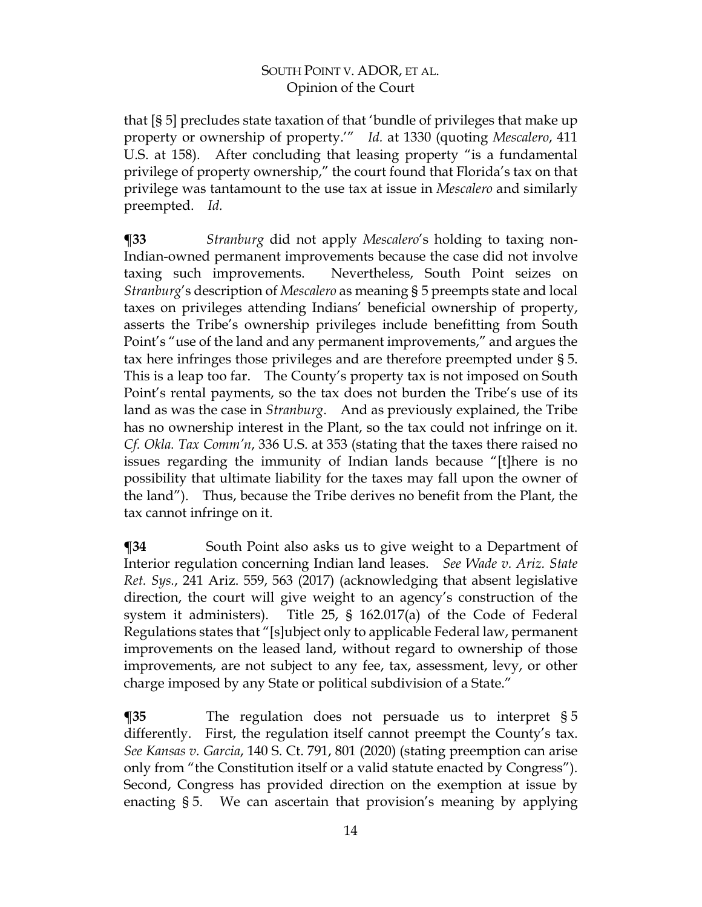that [§ 5] precludes state taxation of that 'bundle of privileges that make up property or ownership of property.'" *Id.* at 1330 (quoting *Mescalero*, 411 U.S. at 158). After concluding that leasing property "is a fundamental privilege of property ownership," the court found that Florida's tax on that privilege was tantamount to the use tax at issue in *Mescalero* and similarly preempted. *Id.*

**¶33** *Stranburg* did not apply *Mescalero*'s holding to taxing non-Indian-owned permanent improvements because the case did not involve taxing such improvements. Nevertheless, South Point seizes on *Stranburg*'s description of *Mescalero* as meaning § 5 preempts state and local taxes on privileges attending Indians' beneficial ownership of property, asserts the Tribe's ownership privileges include benefitting from South Point's "use of the land and any permanent improvements," and argues the tax here infringes those privileges and are therefore preempted under § 5. This is a leap too far. The County's property tax is not imposed on South Point's rental payments, so the tax does not burden the Tribe's use of its land as was the case in *Stranburg*. And as previously explained, the Tribe has no ownership interest in the Plant, so the tax could not infringe on it. *Cf. Okla. Tax Comm'n*, 336 U.S. at 353 (stating that the taxes there raised no issues regarding the immunity of Indian lands because "[t]here is no possibility that ultimate liability for the taxes may fall upon the owner of the land"). Thus, because the Tribe derives no benefit from the Plant, the tax cannot infringe on it.

**¶34** South Point also asks us to give weight to a Department of Interior regulation concerning Indian land leases. *See Wade v. Ariz. State Ret. Sys.*, 241 Ariz. 559, 563 (2017) (acknowledging that absent legislative direction, the court will give weight to an agency's construction of the system it administers). Title 25, § 162.017(a) of the Code of Federal Regulations states that "[s]ubject only to applicable Federal law, permanent improvements on the leased land, without regard to ownership of those improvements, are not subject to any fee, tax, assessment, levy, or other charge imposed by any State or political subdivision of a State."

**¶35** The regulation does not persuade us to interpret § 5 differently. First, the regulation itself cannot preempt the County's tax. *See Kansas v. Garcia*, 140 S. Ct. 791, 801 (2020) (stating preemption can arise only from "the Constitution itself or a valid statute enacted by Congress"). Second, Congress has provided direction on the exemption at issue by enacting § 5. We can ascertain that provision's meaning by applying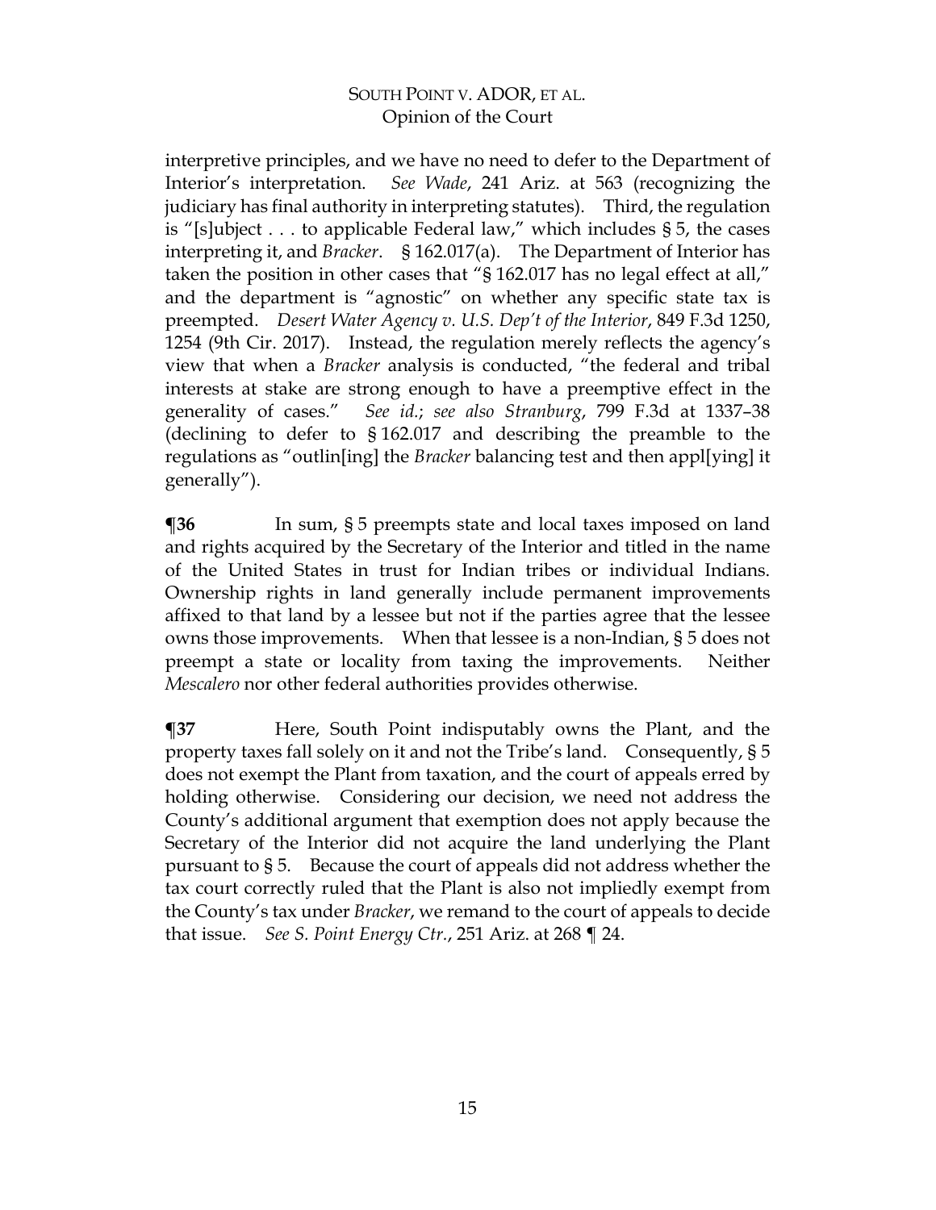interpretive principles, and we have no need to defer to the Department of Interior's interpretation. *See Wade*, 241 Ariz. at 563 (recognizing the judiciary has final authority in interpreting statutes). Third, the regulation is "[s]ubject . . . to applicable Federal law," which includes § 5, the cases interpreting it, and *Bracker*. § 162.017(a). The Department of Interior has taken the position in other cases that "§ 162.017 has no legal effect at all," and the department is "agnostic" on whether any specific state tax is preempted. *Desert Water Agency v. U.S. Dep't of the Interior*, 849 F.3d 1250, 1254 (9th Cir. 2017). Instead, the regulation merely reflects the agency's view that when a *Bracker* analysis is conducted, "the federal and tribal interests at stake are strong enough to have a preemptive effect in the generality of cases." *See id.*; *see also Stranburg*, 799 F.3d at 1337–38 (declining to defer to § 162.017 and describing the preamble to the regulations as "outlin[ing] the *Bracker* balancing test and then appl[ying] it generally").

**¶36** In sum, § 5 preempts state and local taxes imposed on land and rights acquired by the Secretary of the Interior and titled in the name of the United States in trust for Indian tribes or individual Indians. Ownership rights in land generally include permanent improvements affixed to that land by a lessee but not if the parties agree that the lessee owns those improvements. When that lessee is a non-Indian, § 5 does not preempt a state or locality from taxing the improvements. Neither *Mescalero* nor other federal authorities provides otherwise.

**¶37** Here, South Point indisputably owns the Plant, and the property taxes fall solely on it and not the Tribe's land. Consequently, § 5 does not exempt the Plant from taxation, and the court of appeals erred by holding otherwise. Considering our decision, we need not address the County's additional argument that exemption does not apply because the Secretary of the Interior did not acquire the land underlying the Plant pursuant to § 5. Because the court of appeals did not address whether the tax court correctly ruled that the Plant is also not impliedly exempt from the County's tax under *Bracker*, we remand to the court of appeals to decide that issue. *See S. Point Energy Ctr.*, 251 Ariz. at 268 ¶ 24.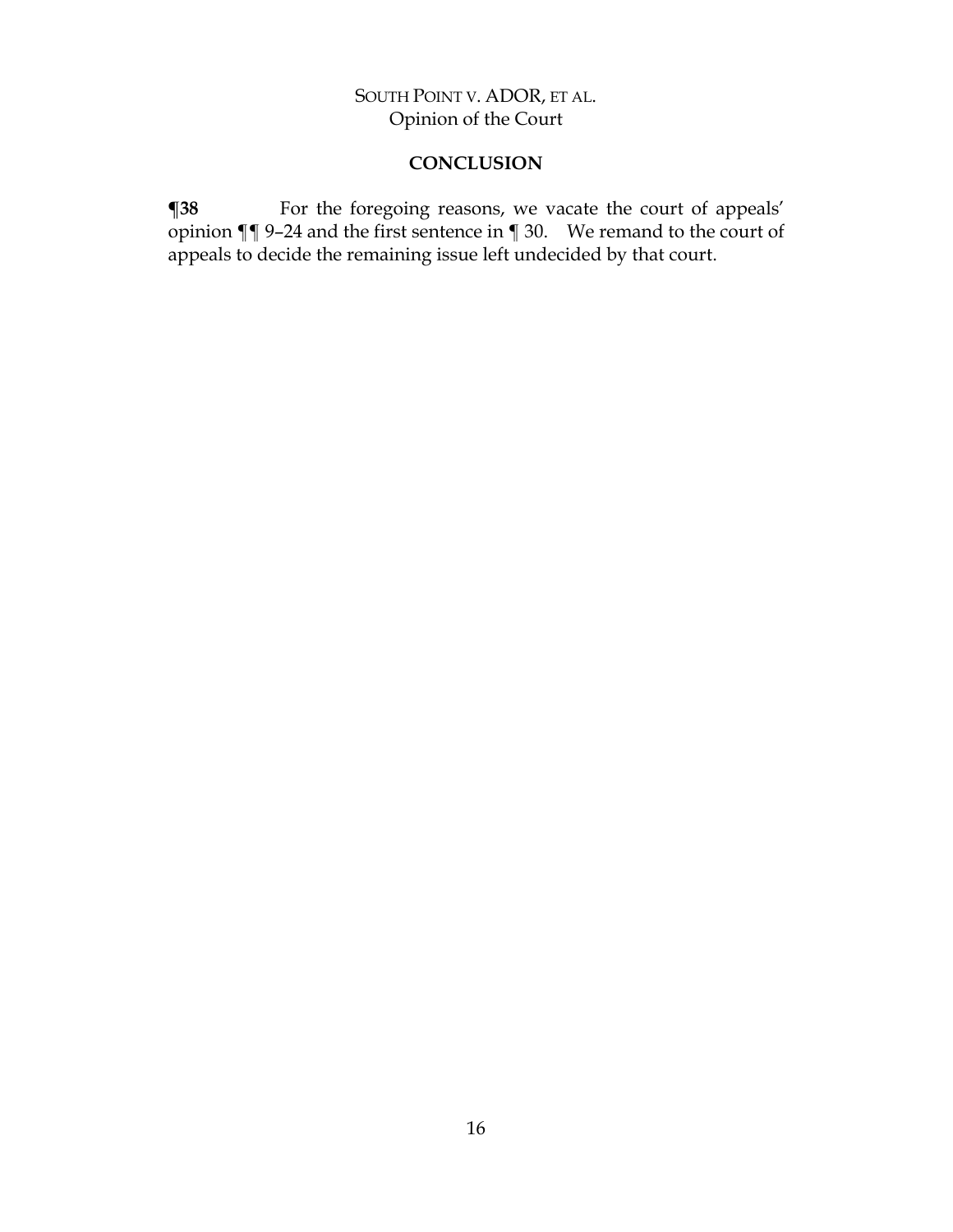## CONCLUSION

**¶38** For the foregoing reasons, we vacate the court of appeals' opinion ¶¶ 9–24 and the first sentence in ¶ 30. We remand to the court of appeals to decide the remaining issue left undecided by that court.